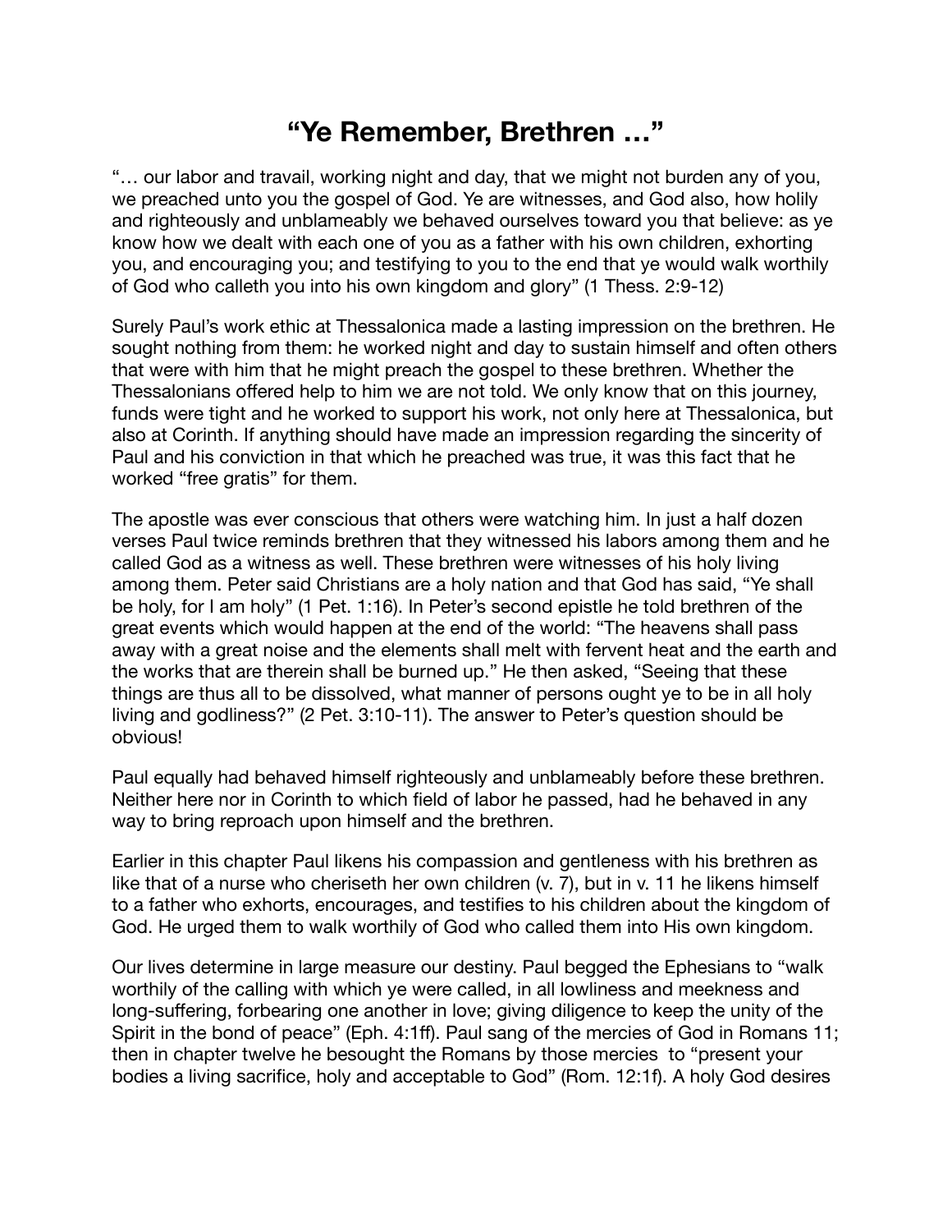# "Ye Remember, Brethren …"

"… our labor and travail, working night and day, that we might not burden any of you, we preached unto you the gospel of God. Ye are witnesses, and God also, how holily and righteously and unblameably we behaved ourselves toward you that believe: as ye know how we dealt with each one of you as a father with his own children, exhorting you, and encouraging you; and testifying to you to the end that ye would walk worthily of God who calleth you into his own kingdom and glory" (1 Thess. 2:9-12)

Surely Paul's work ethic at Thessalonica made a lasting impression on the brethren. He sought nothing from them: he worked night and day to sustain himself and often others that were with him that he might preach the gospel to these brethren. Whether the Thessalonians offered help to him we are not told. We only know that on this journey, funds were tight and he worked to support his work, not only here at Thessalonica, but also at Corinth. If anything should have made an impression regarding the sincerity of Paul and his conviction in that which he preached was true, it was this fact that he worked "free gratis" for them.

The apostle was ever conscious that others were watching him. In just a half dozen verses Paul twice reminds brethren that they witnessed his labors among them and he called God as a witness as well. These brethren were witnesses of his holy living among them. Peter said Christians are a holy nation and that God has said, "Ye shall be holy, for I am holy" (1 Pet. 1:16). In Peter's second epistle he told brethren of the great events which would happen at the end of the world: "The heavens shall pass away with a great noise and the elements shall melt with fervent heat and the earth and the works that are therein shall be burned up." He then asked, "Seeing that these things are thus all to be dissolved, what manner of persons ought ye to be in all holy living and godliness?" (2 Pet. 3:10-11). The answer to Peter's question should be obvious!

Paul equally had behaved himself righteously and unblameably before these brethren. Neither here nor in Corinth to which field of labor he passed, had he behaved in any way to bring reproach upon himself and the brethren.

Earlier in this chapter Paul likens his compassion and gentleness with his brethren as like that of a nurse who cheriseth her own children (v. 7), but in v. 11 he likens himself to a father who exhorts, encourages, and testifies to his children about the kingdom of God. He urged them to walk worthily of God who called them into His own kingdom.

Our lives determine in large measure our destiny. Paul begged the Ephesians to "walk worthily of the calling with which ye were called, in all lowliness and meekness and long-suffering, forbearing one another in love; giving diligence to keep the unity of the Spirit in the bond of peace" (Eph. 4:1ff). Paul sang of the mercies of God in Romans 11; then in chapter twelve he besought the Romans by those mercies to "present your bodies a living sacrifice, holy and acceptable to God" (Rom. 12:1f). A holy God desires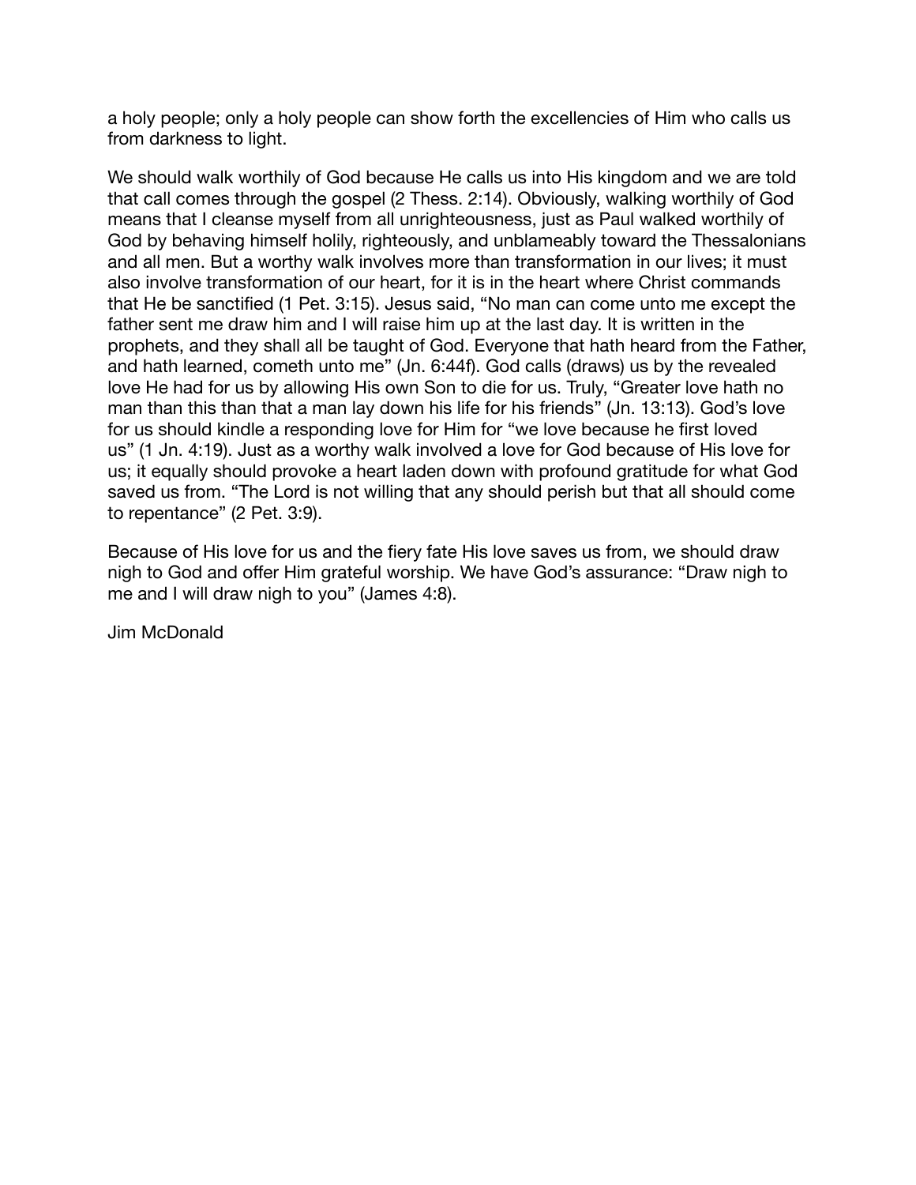a holy people; only a holy people can show forth the excellencies of Him who calls us from darkness to light.

We should walk worthily of God because He calls us into His kingdom and we are told that call comes through the gospel (2 Thess. 2:14). Obviously, walking worthily of God means that I cleanse myself from all unrighteousness, just as Paul walked worthily of God by behaving himself holily, righteously, and unblameably toward the Thessalonians and all men. But a worthy walk involves more than transformation in our lives; it must also involve transformation of our heart, for it is in the heart where Christ commands that He be sanctified (1 Pet. 3:15). Jesus said, "No man can come unto me except the father sent me draw him and I will raise him up at the last day. It is written in the prophets, and they shall all be taught of God. Everyone that hath heard from the Father, and hath learned, cometh unto me" (Jn. 6:44f). God calls (draws) us by the revealed love He had for us by allowing His own Son to die for us. Truly, "Greater love hath no man than this than that a man lay down his life for his friends" (Jn. 13:13). God's love for us should kindle a responding love for Him for "we love because he first loved us" (1 Jn. 4:19). Just as a worthy walk involved a love for God because of His love for us; it equally should provoke a heart laden down with profound gratitude for what God saved us from. "The Lord is not willing that any should perish but that all should come to repentance" (2 Pet. 3:9).

Because of His love for us and the fiery fate His love saves us from, we should draw nigh to God and offer Him grateful worship. We have God's assurance: "Draw nigh to me and I will draw nigh to you" (James 4:8).

Jim McDonald